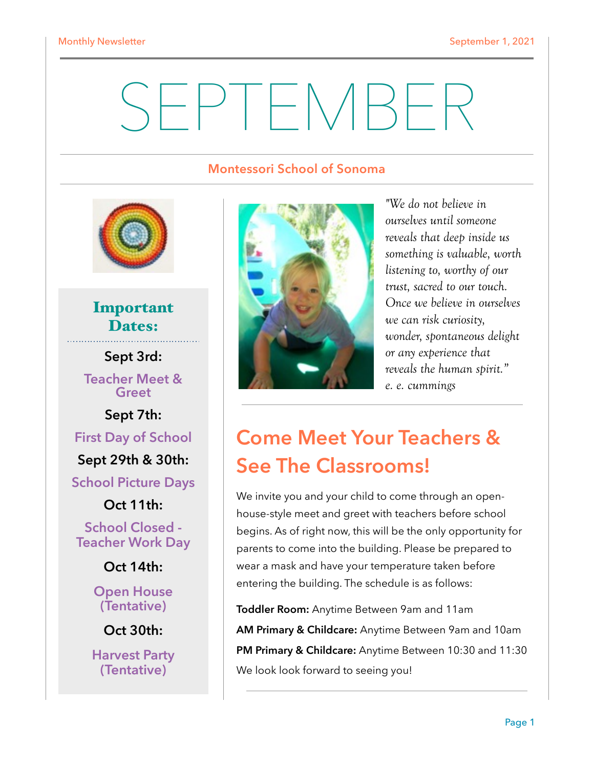# SEPTEMBER

**Montessori School of Sonoma**

## Important Dates:

**Sept 3rd:**
Teacher Meet & Greet

**Sept 7th:**
First Day of School

**Sept 29th & 30th:**
School Picture Days

**Oct 11th:**
School Closed - Teacher Work Day

**Oct 14th:**
Open House (Tentative)

**Oct 30th:**
Harvest Party (Tentative)

*"We do not believe in ourselves until someone reveals that deep inside us something is valuable, worth listening to, worthy of our trust, sacred to our touch. Once we believe in ourselves we can risk curiosity, wonder, spontaneous delight or any experience that reveals the human spirit." e. e. cummings*

## Come Meet Your Teachers & See The Classrooms!

We invite you and your child to come through an open-house-style meet and greet with teachers before school begins. As of right now, this will be the only opportunity for parents to come into the building. Please be prepared to wear a mask and have your temperature taken before entering the building. The schedule is as follows:

**Toddler Room:** Anytime Between 9am and 11am

**AM Primary & Childcare:** Anytime Between 9am and 10am

**PM Primary & Childcare:** Anytime Between 10:30 and 11:30

We look look forward to seeing you!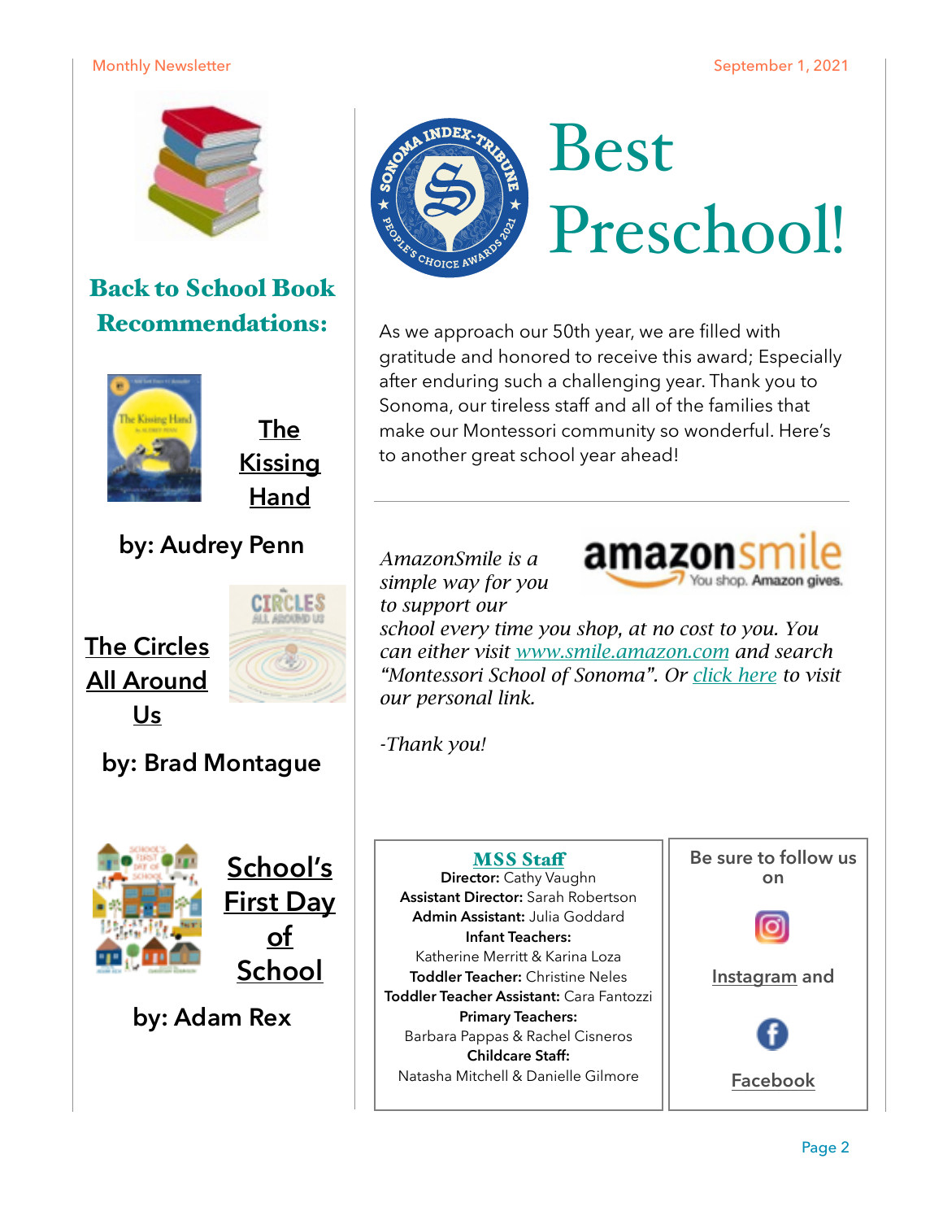## Back to School Book Recommendations:

**The Kissing Hand**

**by: Audrey Penn**

**The Circles All Around Us**

**by: Brad Montague**

**School's First Day of School**

**by: Adam Rex**

# Best Preschool!

As we approach our 50th year, we are filled with gratitude and honored to receive this award; Especially after enduring such a challenging year. Thank you to Sonoma, our tireless staff and all of the families that make our Montessori community so wonderful. Here's to another great school year ahead!

---

*AmazonSmile is a simple way for you to support our school every time you shop, at no cost to you. You can either visit [www.smile.amazon.com](http://www.smile.amazon.com) and search "Montessori School of Sonoma". Or click here to visit our personal link.*

*-Thank you!*

### MSS Staff

**Director:** Cathy Vaughn
**Assistant Director:** Sarah Robertson
**Admin Assistant:** Julia Goddard
**Infant Teachers:**
Katherine Merritt & Karina Loza
**Toddler Teacher:** Christine Neles
**Toddler Teacher Assistant:** Cara Fantozzi
**Primary Teachers:**
Barbara Pappas & Rachel Cisneros
**Childcare Staff:**
Natasha Mitchell & Danielle Gilmore

**Be sure to follow us on**

**Instagram** and

**Facebook**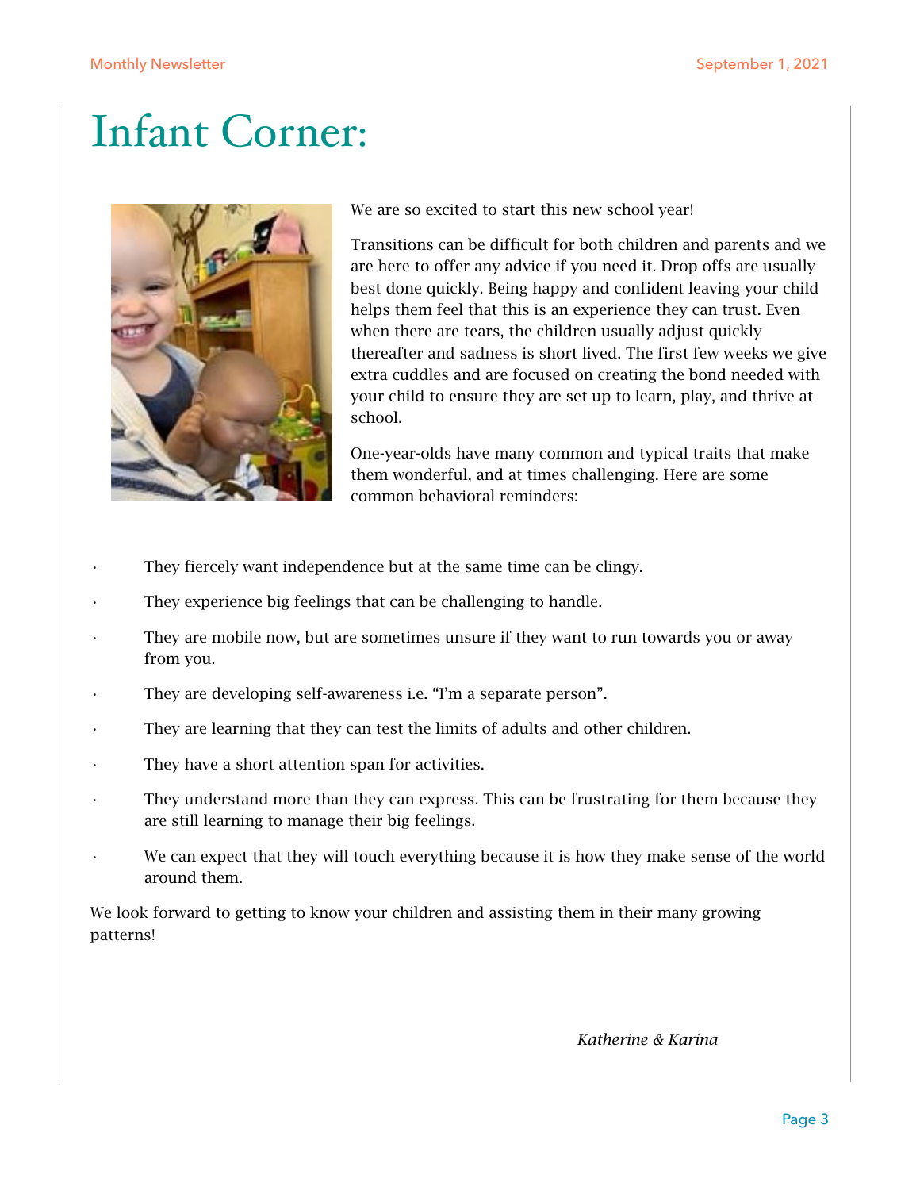# Infant Corner:

We are so excited to start this new school year!

Transitions can be difficult for both children and parents and we are here to offer any advice if you need it. Drop offs are usually best done quickly. Being happy and confident leaving your child helps them feel that this is an experience they can trust. Even when there are tears, the children usually adjust quickly thereafter and sadness is short lived. The first few weeks we give extra cuddles and are focused on creating the bond needed with your child to ensure they are set up to learn, play, and thrive at school.

One-year-olds have many common and typical traits that make them wonderful, and at times challenging. Here are some common behavioral reminders:

- They fiercely want independence but at the same time can be clingy.
- They experience big feelings that can be challenging to handle.
- They are mobile now, but are sometimes unsure if they want to run towards you or away from you.
- They are developing self-awareness i.e. “I’m a separate person”.
- They are learning that they can test the limits of adults and other children.
- They have a short attention span for activities.
- They understand more than they can express. This can be frustrating for them because they are still learning to manage their big feelings.
- We can expect that they will touch everything because it is how they make sense of the world around them.

We look forward to getting to know your children and assisting them in their many growing patterns!

*Katherine & Karina*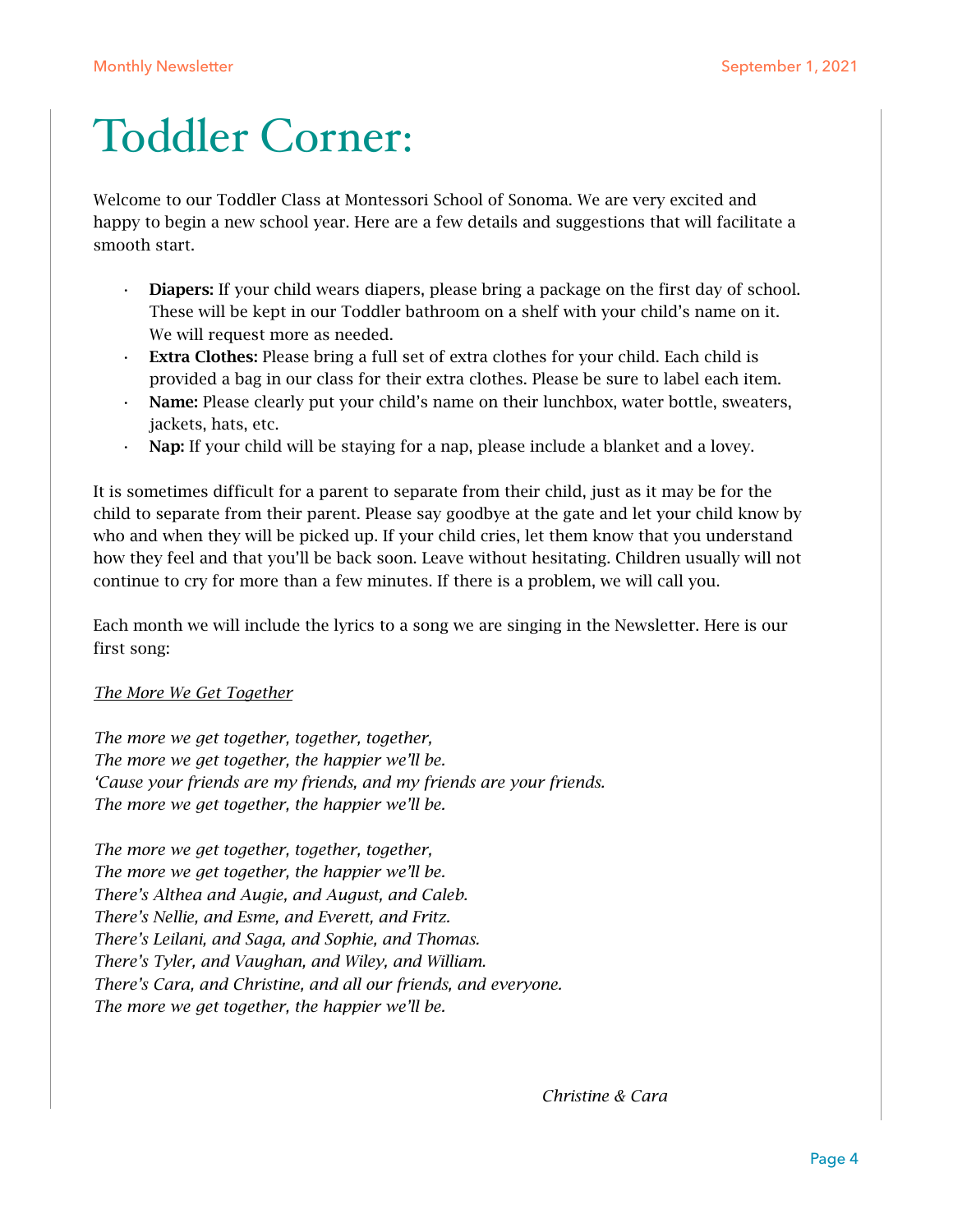# Toddler Corner:

Welcome to our Toddler Class at Montessori School of Sonoma. We are very excited and happy to begin a new school year. Here are a few details and suggestions that will facilitate a smooth start.

- **Diapers:** If your child wears diapers, please bring a package on the first day of school. These will be kept in our Toddler bathroom on a shelf with your child's name on it. We will request more as needed.
- **Extra Clothes:** Please bring a full set of extra clothes for your child. Each child is provided a bag in our class for their extra clothes. Please be sure to label each item.
- **Name:** Please clearly put your child's name on their lunchbox, water bottle, sweaters, jackets, hats, etc.
- **Nap:** If your child will be staying for a nap, please include a blanket and a lovey.

It is sometimes difficult for a parent to separate from their child, just as it may be for the child to separate from their parent. Please say goodbye at the gate and let your child know by who and when they will be picked up. If your child cries, let them know that you understand how they feel and that you'll be back soon. Leave without hesitating. Children usually will not continue to cry for more than a few minutes. If there is a problem, we will call you.

Each month we will include the lyrics to a song we are singing in the Newsletter. Here is our first song:

*The More We Get Together*

*The more we get together, together, together,*
*The more we get together, the happier we'll be.*
*'Cause your friends are my friends, and my friends are your friends.*
*The more we get together, the happier we'll be.*

*The more we get together, together, together,*
*The more we get together, the happier we'll be.*
*There's Althea and Augie, and August, and Caleb.*
*There's Nellie, and Esme, and Everett, and Fritz.*
*There's Leilani, and Saga, and Sophie, and Thomas.*
*There's Tyler, and Vaughan, and Wiley, and William.*
*There's Cara, and Christine, and all our friends, and everyone.*
*The more we get together, the happier we'll be.*

*Christine & Cara*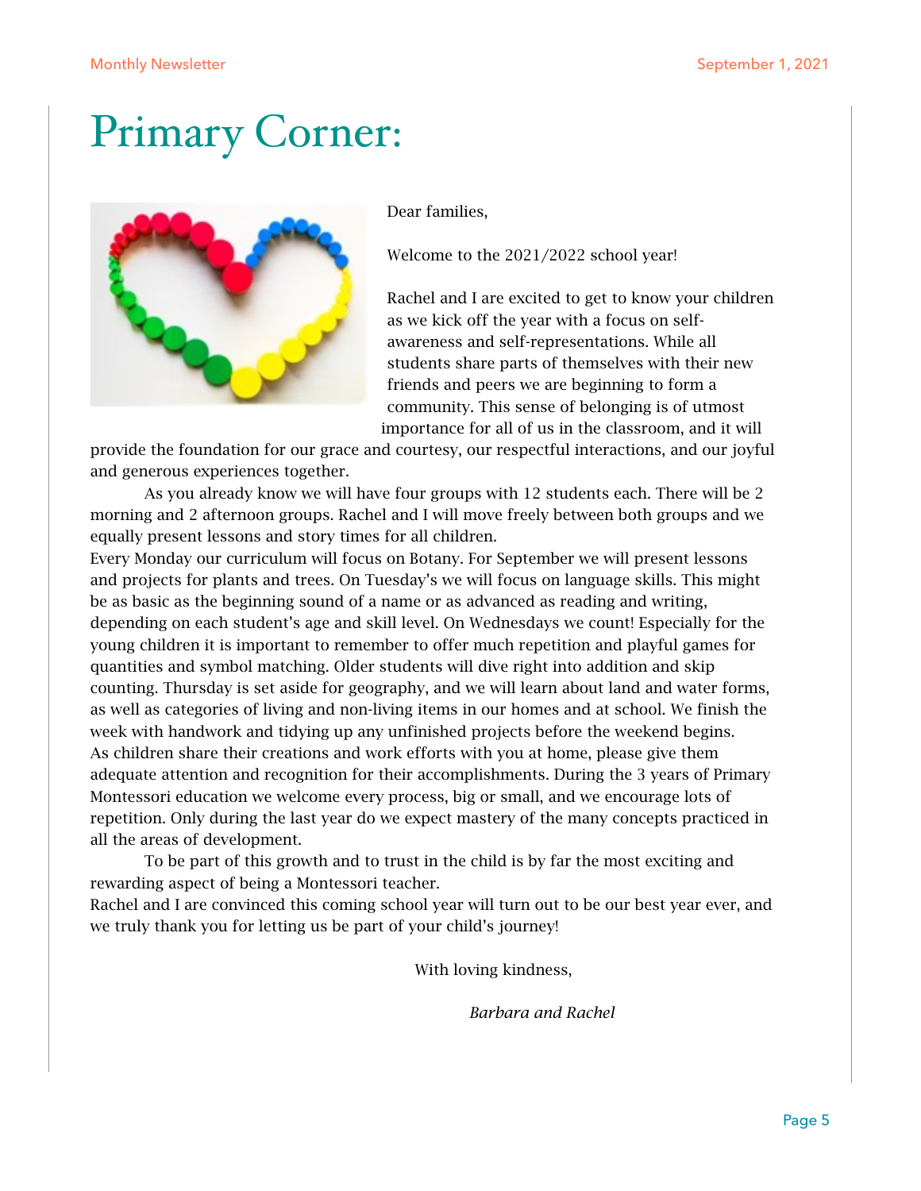// Primary Corner:

Dear families,

Welcome to the 2021/2022 school year!

Rachel and I are excited to get to know your children as we kick off the year with a focus on self-awareness and self-representations. While all students share parts of themselves with their new friends and peers we are beginning to form a community. This sense of belonging is of utmost importance for all of us in the classroom, and it will provide the foundation for our grace and courtesy, our respectful interactions, and our joyful and generous experiences together.

As you already know we will have four groups with 12 students each. There will be 2 morning and 2 afternoon groups. Rachel and I will move freely between both groups and we equally present lessons and story times for all children.

Every Monday our curriculum will focus on Botany. For September we will present lessons and projects for plants and trees. On Tuesday's we will focus on language skills. This might be as basic as the beginning sound of a name or as advanced as reading and writing, depending on each student's age and skill level. On Wednesdays we count! Especially for the young children it is important to remember to offer much repetition and playful games for quantities and symbol matching. Older students will dive right into addition and skip counting. Thursday is set aside for geography, and we will learn about land and water forms, as well as categories of living and non-living items in our homes and at school. We finish the week with handwork and tidying up any unfinished projects before the weekend begins.

As children share their creations and work efforts with you at home, please give them adequate attention and recognition for their accomplishments. During the 3 years of Primary Montessori education we welcome every process, big or small, and we encourage lots of repetition. Only during the last year do we expect mastery of the many concepts practiced in all the areas of development.

To be part of this growth and to trust in the child is by far the most exciting and rewarding aspect of being a Montessori teacher.

Rachel and I are convinced this coming school year will turn out to be our best year ever, and we truly thank you for letting us be part of your child's journey!

With loving kindness,

*Barbara and Rachel*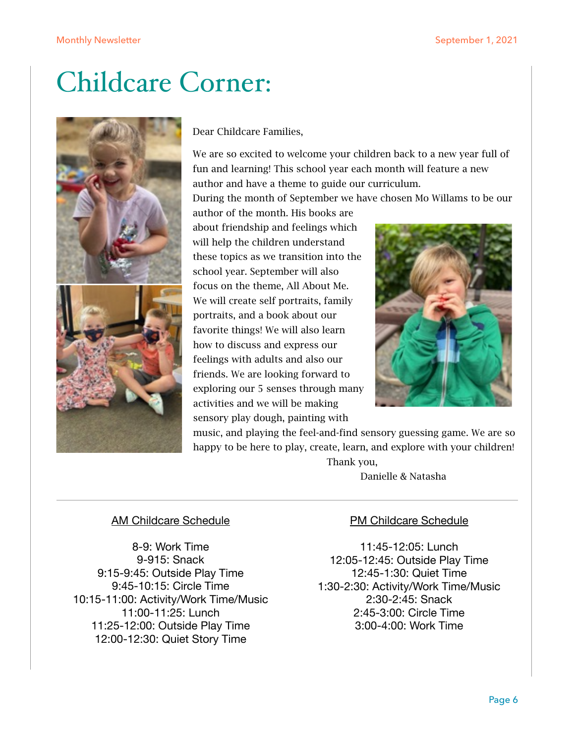# Childcare Corner:

Dear Childcare Families,

We are so excited to welcome your children back to a new year full of fun and learning! This school year each month will feature a new author and have a theme to guide our curriculum.
During the month of September we have chosen Mo Willams to be our author of the month. His books are about friendship and feelings which will help the children understand these topics as we transition into the school year. September will also focus on the theme, All About Me. We will create self portraits, family portraits, and a book about our favorite things! We will also learn how to discuss and express our feelings with adults and also our friends. We are looking forward to exploring our 5 senses through many activities and we will be making sensory play dough, painting with music, and playing the feel-and-find sensory guessing game. We are so happy to be here to play, create, learn, and explore with your children!

Thank you,

Danielle & Natasha

---

**AM Childcare Schedule**

8-9: Work Time
9-915: Snack
9:15-9:45: Outside Play Time
9:45-10:15: Circle Time
10:15-11:00: Activity/Work Time/Music
11:00-11:25: Lunch
11:25-12:00: Outside Play Time
12:00-12:30: Quiet Story Time

**PM Childcare Schedule**

11:45-12:05: Lunch
12:05-12:45: Outside Play Time
12:45-1:30: Quiet Time
1:30-2:30: Activity/Work Time/Music
2:30-2:45: Snack
2:45-3:00: Circle Time
3:00-4:00: Work Time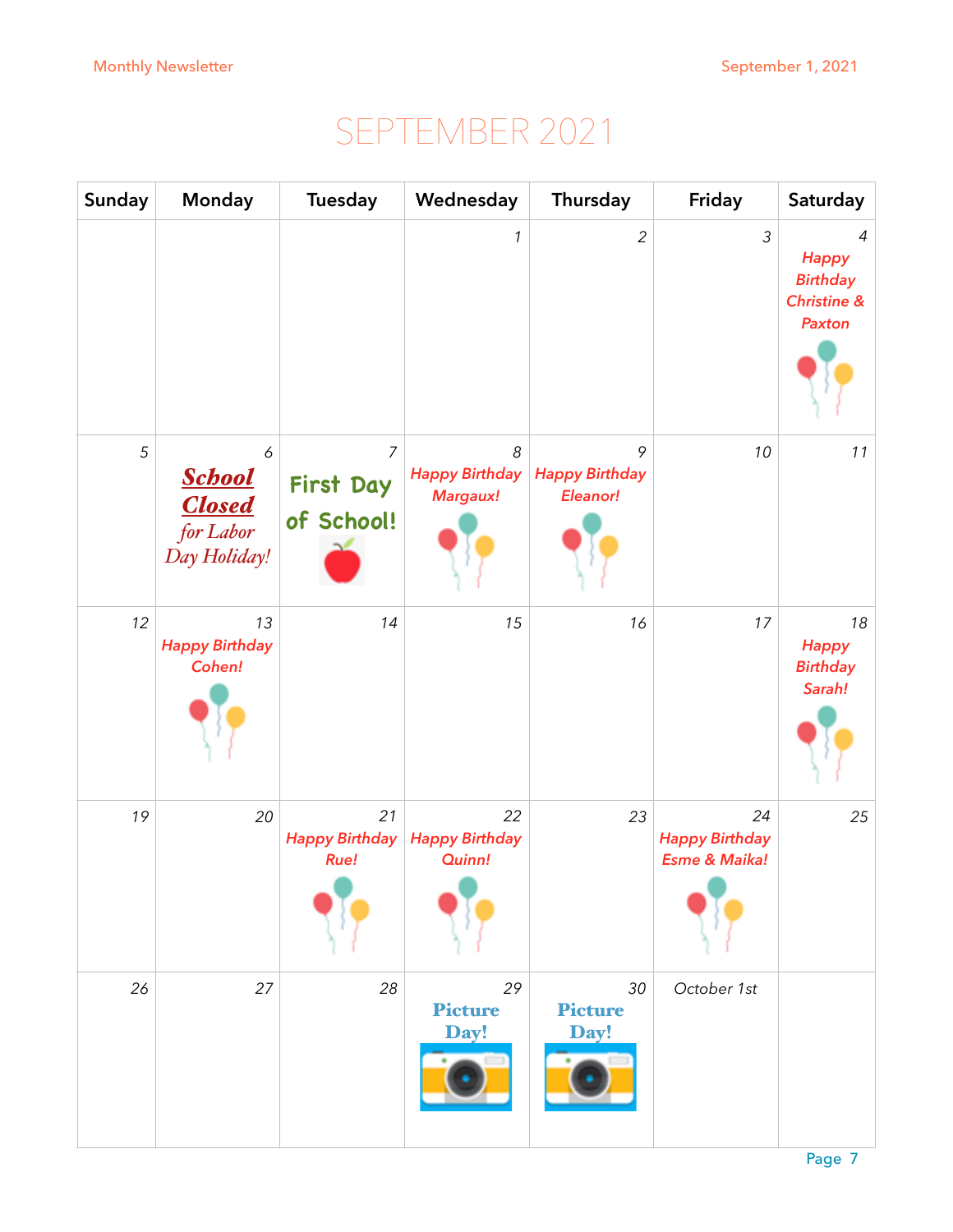# SEPTEMBER 2021

| Sunday | Monday | Tuesday | Wednesday | Thursday | Friday | Saturday |
|---|---|---|---|---|---|---|
| | | | 1 | 2 | 3 | 4 Happy Birthday Christine & Paxton |
| 5 | 6 **School Closed** *for Labor Day Holiday!* | 7 First Day of School! | 8 Happy Birthday Margaux! | 9 Happy Birthday Eleanor! | 10 | 11 |
| 12 | 13 Happy Birthday Cohen! | 14 | 15 | 16 | 17 | 18 Happy Birthday Sarah! |
| 19 | 20 | 21 Happy Birthday Rue! | 22 Happy Birthday Quinn! | 23 | 24 Happy Birthday Esme & Maika! | 25 |
| 26 | 27 | 28 | 29 Picture Day! | 30 Picture Day! | October 1st | |